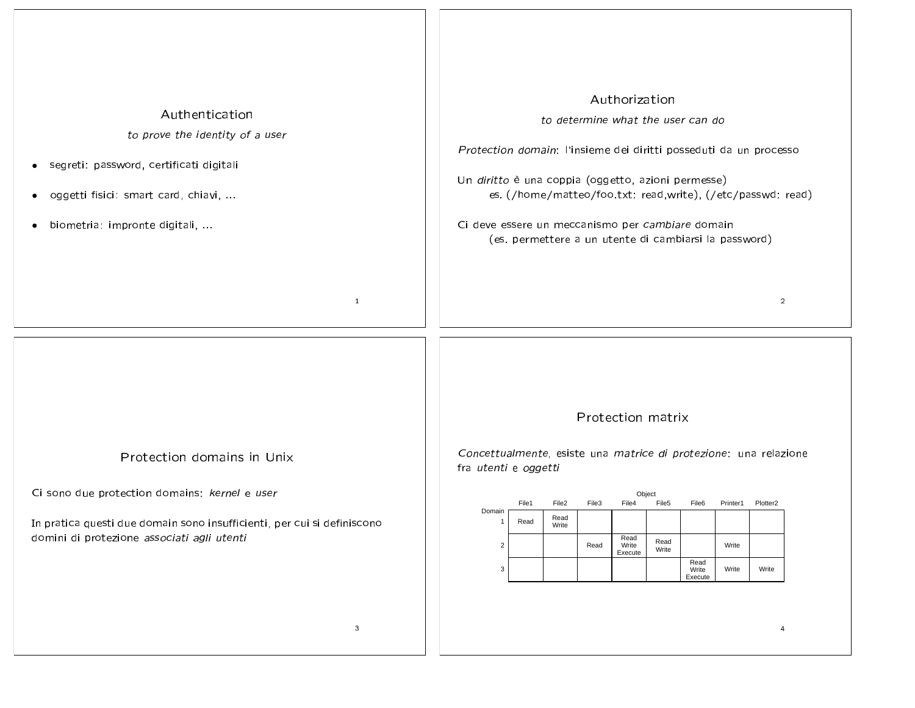## Authentication

*to prove the identity of a user*

- segreti: password, certificati digitali
- oggetti fisici: smart card, chiavi, ...
- biometria: impronte digitali, ...

## Authorization

*to determine what the user can do*

*Protection domain*: l'insieme dei diritti posseduti da un processo

Un *diritto* è una coppia (oggetto, azioni permesse)
es. (/home/matteo/foo.txt: read,write), (/etc/passwd: read)

Ci deve essere un meccanismo per *cambiare* domain
(es. permettere a un utente di cambiarsi la password)

## Protection domains in Unix

Ci sono due protection domains: *kernel* e *user*

In pratica questi due domain sono insufficienti, per cui si definiscono domini di protezione *associati agli utenti*

## Protection matrix

*Concettualmente*, esiste una *matrice di protezione*: una relazione fra *utenti* e *oggetti*

| Domain \ Object | File1 | File2 | File3 | File4 | File5 | File6 | Printer1 | Plotter2 |
|---|---|---|---|---|---|---|---|---|
| 1 | Read | Read Write | | | | | | |
| 2 | | | Read | Read Write Execute | Read Write | | Write | |
| 3 | | | | | | Read Write Execute | Write | Write |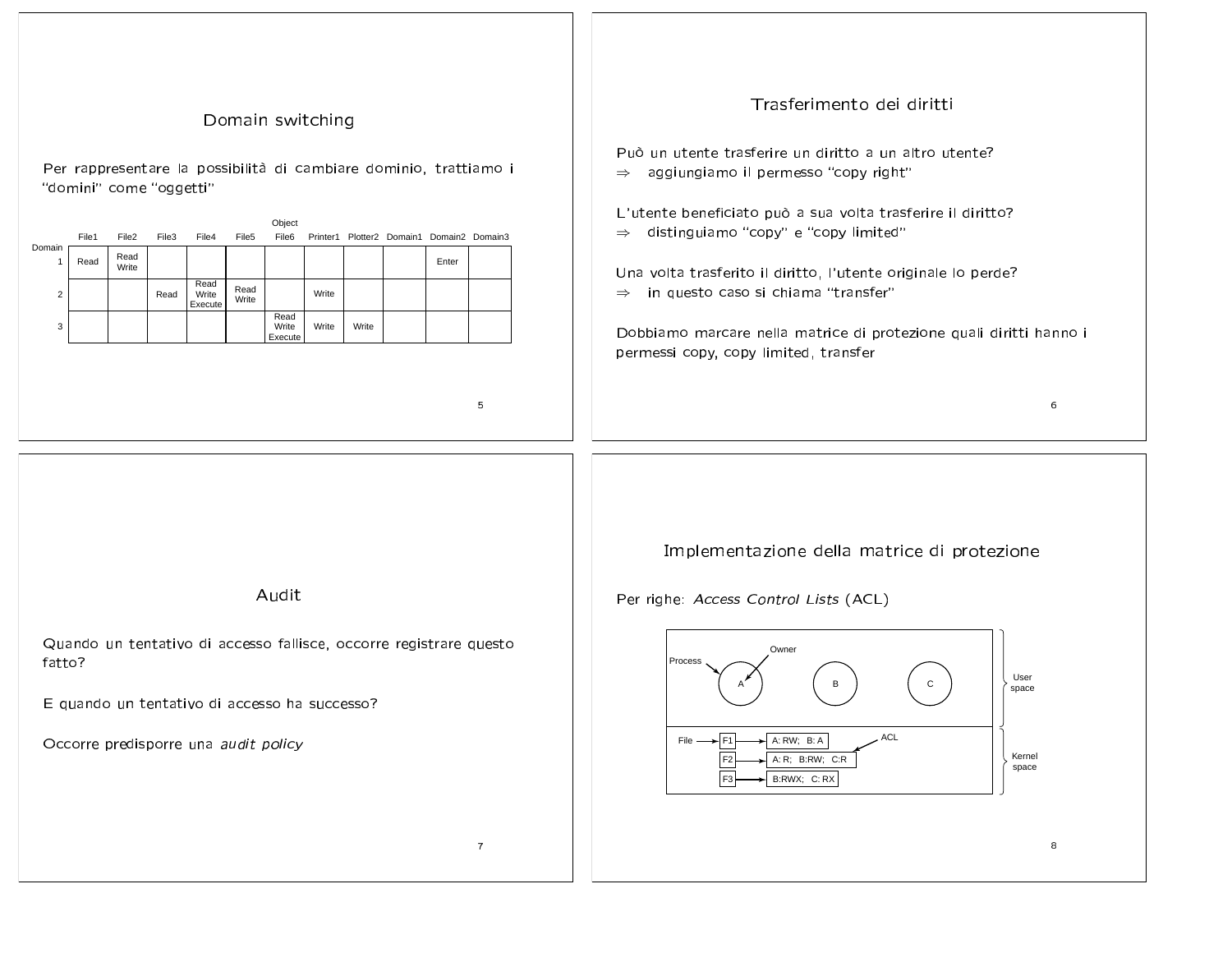## Domain switching

Per rappresentare la possibilità di cambiare dominio, trattiamo i "domini" come "oggetti"

| Domain | File1 | File2 | File3 | File4 | File5 | File6 | Printer1 | Plotter2 | Domain1 | Domain2 | Domain3 |
|---|---|---|---|---|---|---|---|---|---|---|---|
| 1 | Read | Read Write | | | | | | | | Enter | |
| 2 | | | Read | Read Write Execute | Read Write | | Write | | | | |
| 3 | | | | | | Read Write Execute | Write | Write | | | |

## Trasferimento dei diritti

Può un utente trasferire un diritto a un altro utente?
⇒ aggiungiamo il permesso "copy right"

L'utente beneficiato può a sua volta trasferire il diritto?
⇒ distinguiamo "copy" e "copy limited"

Una volta trasferito il diritto, l'utente originale lo perde?
⇒ in questo caso si chiama "transfer"

Dobbiamo marcare nella matrice di protezione quali diritti hanno i permessi copy, copy limited, transfer

## Audit

Quando un tentativo di accesso fallisce, occorre registrare questo fatto?

E quando un tentativo di accesso ha successo?

Occorre predisporre una *audit policy*

## Implementazione della matrice di protezione

Per righe: *Access Control Lists* (ACL)

User space: Process A (Owner), B, C

Kernel space:

- File F1 → A: RW; B: A
- F2 → A: R; B:RW; C:R (ACL)
- F3 → B:RWX; C: RX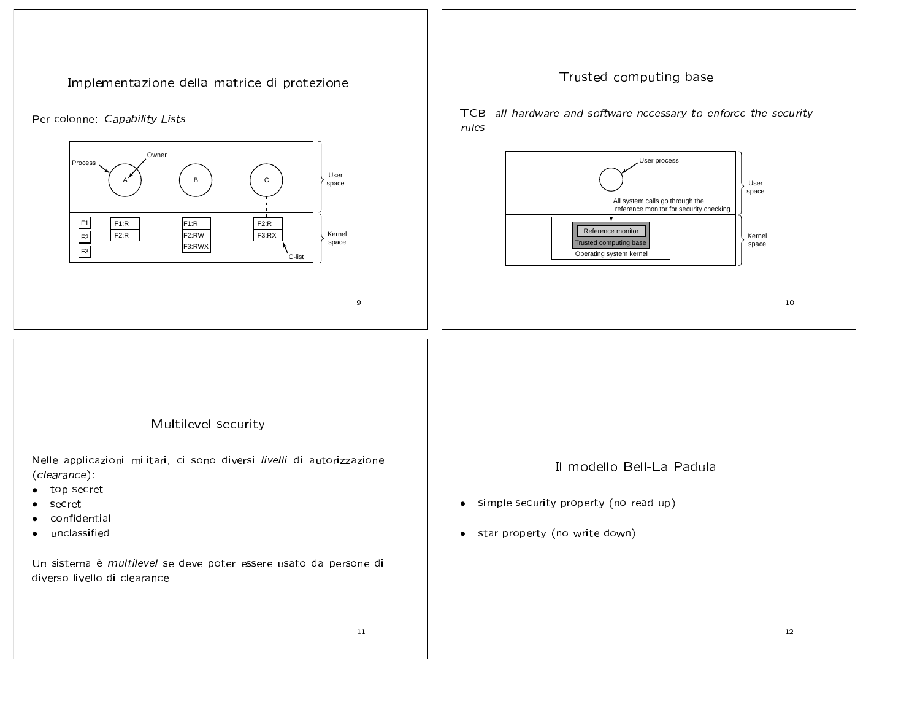## Implementazione della matrice di protezione

Per colonne: *Capability Lists*

Process A (Owner), B, C — User space

Kernel space: F1, F2, F3

| A | B | C |
|---|---|---|
| F1:R | F1:R | F2:R |
| F2:R | F2:RW | F3:RX |
| | F3:RWX | |

C-list

## Trusted computing base

TCB: *all hardware and software necessary to enforce the security rules*

User process — User space

All system calls go through the reference monitor for security checking

Kernel space: Reference monitor / Trusted computing base / Operating system kernel

## Multilevel security

Nelle applicazioni militari, ci sono diversi *livelli* di autorizzazione (*clearance*):

- top secret
- secret
- confidential
- unclassified

Un sistema è *multilevel* se deve poter essere usato da persone di diverso livello di clearance

## Il modello Bell-La Padula

- simple security property (no read up)
- star property (no write down)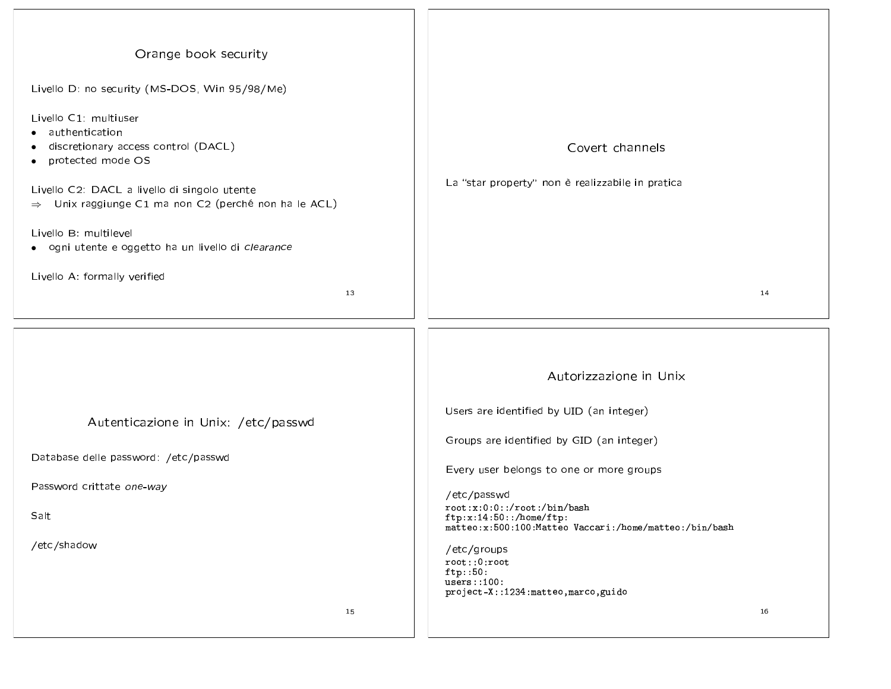## Orange book security

Livello D: no security (MS-DOS, Win 95/98/Me)

Livello C1: multiuser

- authentication
- discretionary access control (DACL)
- protected mode OS

Livello C2: DACL a livello di singolo utente
⇒ Unix raggiunge C1 ma non C2 (perché non ha le ACL)

Livello B: multilevel

- ogni utente e oggetto ha un livello di *clearance*

Livello A: formally verified

## Covert channels

La "star property" non è realizzabile in pratica

## Autenticazione in Unix: /etc/passwd

Database delle password: /etc/passwd

Password crittate *one-way*

Salt

/etc/shadow

## Autorizzazione in Unix

Users are identified by UID (an integer)

Groups are identified by GID (an integer)

Every user belongs to one or more groups

/etc/passwd

```
root:x:0:0::/root:/bin/bash
ftp:x:14:50::/home/ftp:
matteo:x:500:100:Matteo Vaccari:/home/matteo:/bin/bash
```

/etc/groups

```
root::0:root
ftp::50:
users::100:
project-X::1234:matteo,marco,guido
```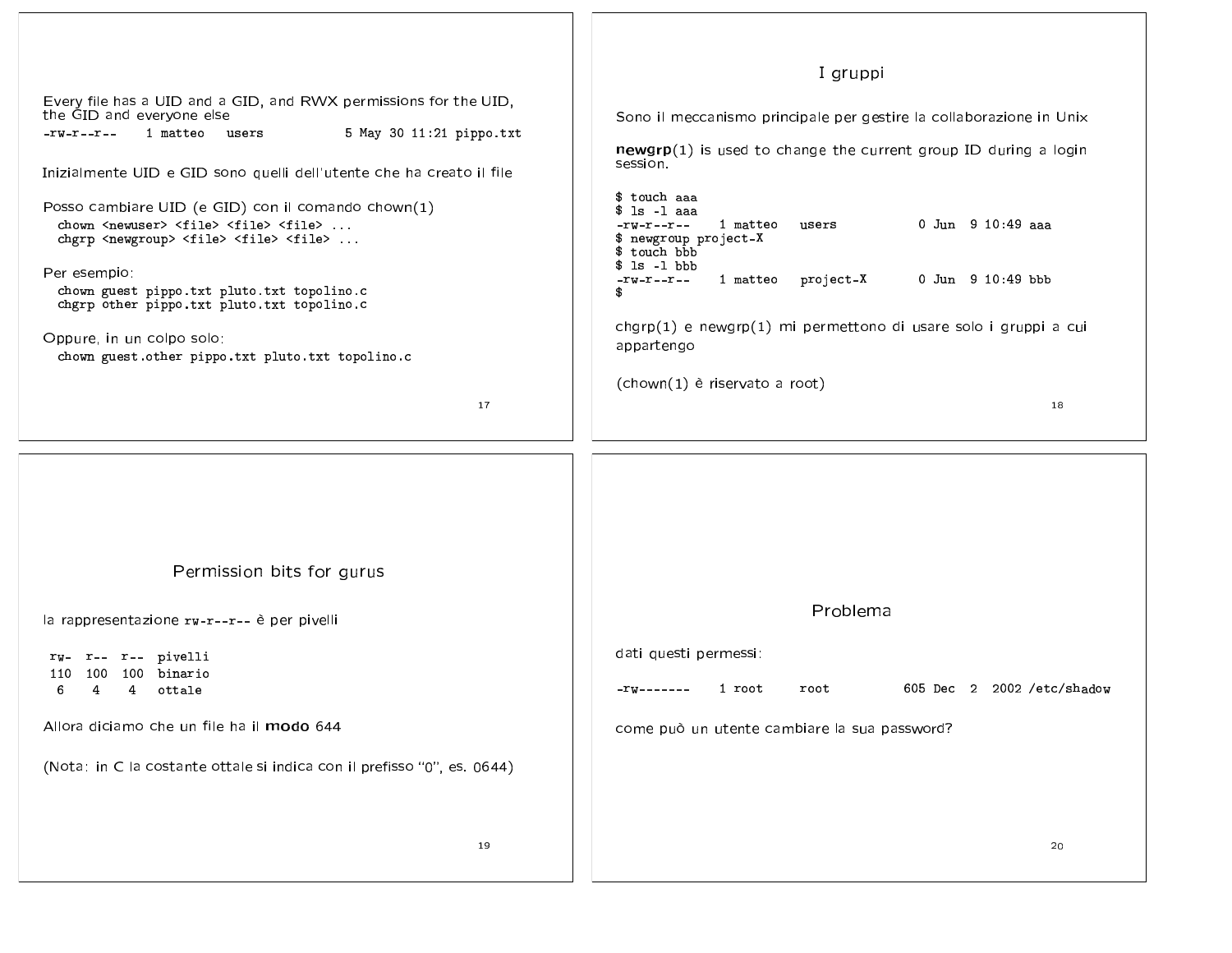Every file has a UID and a GID, and RWX permissions for the UID, the GID and everyone else

```
-rw-r--r--    1 matteo   users           5 May 30 11:21 pippo.txt
```

Inizialmente UID e GID sono quelli dell'utente che ha creato il file

Posso cambiare UID (e GID) con il comando chown(1)

```
chown <newuser> <file> <file> <file> ...
chgrp <newgroup> <file> <file> <file> ...
```

Per esempio:

```
chown guest pippo.txt pluto.txt topolino.c
chgrp other pippo.txt pluto.txt topolino.c
```

Oppure, in un colpo solo:

```
chown guest.other pippo.txt pluto.txt topolino.c
```

## I gruppi

Sono il meccanismo principale per gestire la collaborazione in Unix

**newgrp**(1) is used to change the current group ID during a login session.

```
$ touch aaa
$ ls -l aaa
-rw-r--r--    1 matteo   users           0 Jun  9 10:49 aaa
$ newgroup project-X
$ touch bbb
$ ls -l bbb
-rw-r--r--    1 matteo   project-X       0 Jun  9 10:49 bbb
$
```

chgrp(1) e newgrp(1) mi permettono di usare solo i gruppi a cui appartengo

(chown(1) è riservato a root)

## Permission bits for gurus

la rappresentazione `rw-r--r--` è per pivelli

```
 rw-  r--  r--  pivelli
 110  100  100  binario
  6    4    4   ottale
```

Allora diciamo che un file ha il **modo** 644

(Nota: in C la costante ottale si indica con il prefisso "0", es. 0644)

## Problema

dati questi permessi:

```
-rw-------    1 root     root          605 Dec  2  2002 /etc/shadow
```

come può un utente cambiare la sua password?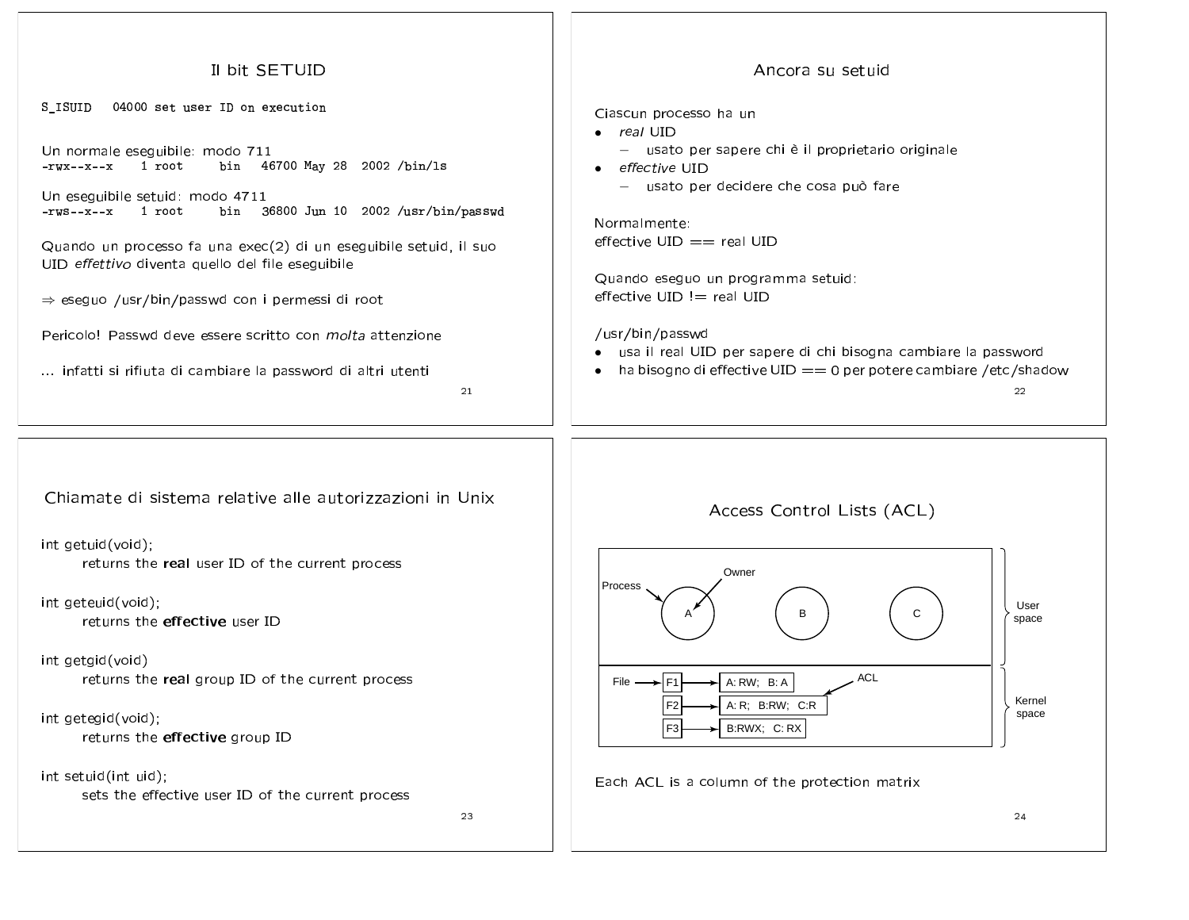## Il bit SETUID

```
S_ISUID   04000 set user ID on execution
```

Un normale eseguibile: modo 711

```
-rwx--x--x    1 root     bin   46700 May 28  2002 /bin/ls
```

Un eseguibile setuid: modo 4711

```
-rws--x--x    1 root     bin   36800 Jun 10  2002 /usr/bin/passwd
```

Quando un processo fa una exec(2) di un eseguibile setuid, il suo UID *effettivo* diventa quello del file eseguibile

⇒ eseguo /usr/bin/passwd con i permessi di root

Pericolo! Passwd deve essere scritto con *molta* attenzione

... infatti si rifiuta di cambiare la password di altri utenti

## Ancora su setuid

Ciascun processo ha un

- *real* UID
  - usato per sapere chi è il proprietario originale
- *effective* UID
  - usato per decidere che cosa può fare

Normalmente:
effective UID == real UID

Quando eseguo un programma setuid:
effective UID != real UID

/usr/bin/passwd

- usa il real UID per sapere di chi bisogna cambiare la password
- ha bisogno di effective UID == 0 per potere cambiare /etc/shadow

## Chiamate di sistema relative alle autorizzazioni in Unix

int getuid(void);
returns the **real** user ID of the current process

int geteuid(void);
returns the **effective** user ID

int getgid(void)
returns the **real** group ID of the current process

int getegid(void);
returns the **effective** group ID

int setuid(int uid);
sets the effective user ID of the current process

## Access Control Lists (ACL)

User space: Process A (Owner), B, C

Kernel space:

| File | ACL |
|---|---|
| F1 | A: RW; B: A |
| F2 | A: R; B:RW; C:R |
| F3 | B:RWX; C: RX |

Each ACL is a column of the protection matrix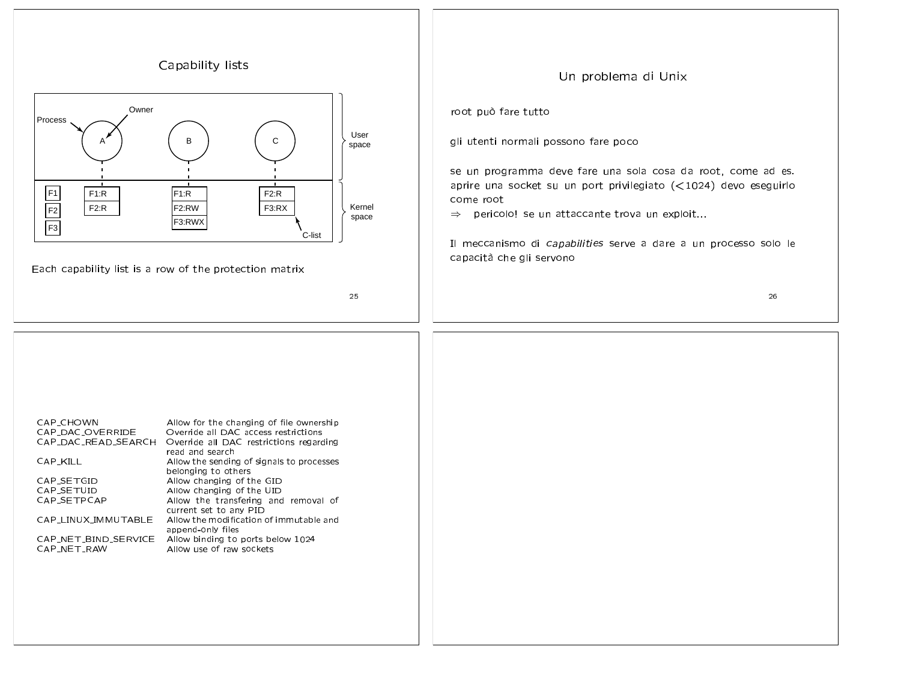## Capability lists

Owner
Process
A
B
C
User space
F1
F2
F3
F1:R
F2:R
F1:R
F2:RW
F3:RWX
F2:R
F3:RX
Kernel space
C-list

Each capability list is a row of the protection matrix

## Un problema di Unix

root può fare tutto

gli utenti normali possono fare poco

se un programma deve fare una sola cosa da root, come ad es. aprire una socket su un port privilegiato (<1024) devo eseguirlo come root
⇒ pericolo! se un attaccante trova un exploit...

Il meccanismo di *capabilities* serve a dare a un processo solo le capacità che gli servono

| | |
|---|---|
| CAP_CHOWN | Allow for the changing of file ownership |
| CAP_DAC_OVERRIDE | Override all DAC access restrictions |
| CAP_DAC_READ_SEARCH | Override all DAC restrictions regarding read and search |
| CAP_KILL | Allow the sending of signals to processes belonging to others |
| CAP_SETGID | Allow changing of the GID |
| CAP_SETUID | Allow changing of the UID |
| CAP_SETPCAP | Allow the transfering and removal of current set to any PID |
| CAP_LINUX_IMMUTABLE | Allow the modification of immutable and append-only files |
| CAP_NET_BIND_SERVICE | Allow binding to ports below 1024 |
| CAP_NET_RAW | Allow use of raw sockets |